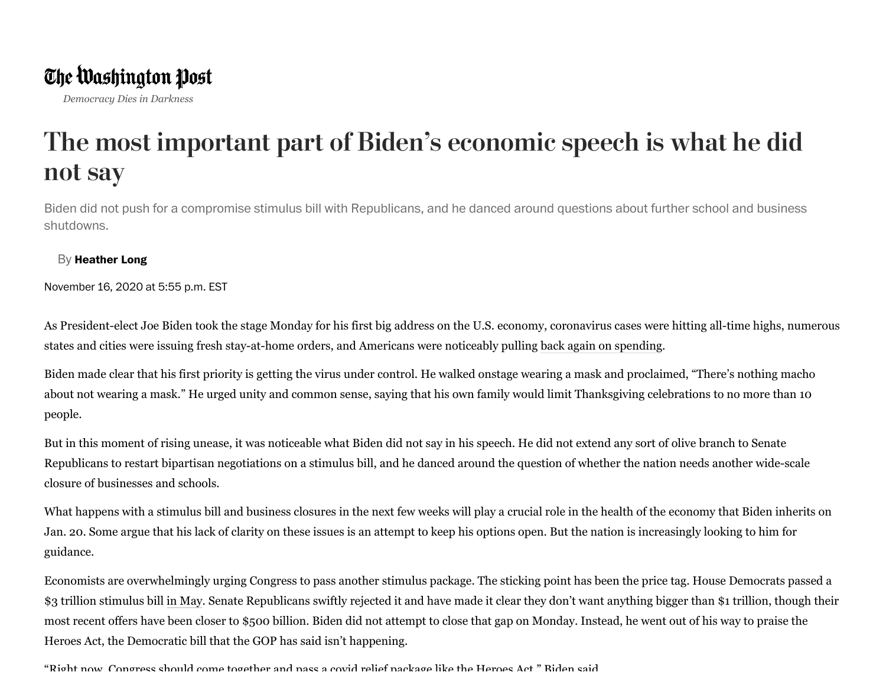**The Washington Post**

*Democracy Dies in Darkness*

# The most important part of Biden's economic speech is what he did not say

Biden did not push for a compromise stimulus bill with Republicans, and he danced around questions about further school and business shutdowns.

By **Heather Long**

November 16, 2020 at 5:55 p.m. EST

As President-elect Joe Biden took the stage Monday for his first big address on the U.S. economy, coronavirus cases were hitting all-time highs, numerous states and cities were issuing fresh stay-at-home orders, and Americans were noticeably pulling back again on spending.

Biden made clear that his first priority is getting the virus under control. He walked onstage wearing a mask and proclaimed, "There's nothing macho about not wearing a mask." He urged unity and common sense, saying that his own family would limit Thanksgiving celebrations to no more than 10 people.

But in this moment of rising unease, it was noticeable what Biden did not say in his speech. He did not extend any sort of olive branch to Senate Republicans to restart bipartisan negotiations on a stimulus bill, and he danced around the question of whether the nation needs another wide-scale closure of businesses and schools.

What happens with a stimulus bill and business closures in the next few weeks will play a crucial role in the health of the economy that Biden inherits on Jan. 20. Some argue that his lack of clarity on these issues is an attempt to keep his options open. But the nation is increasingly looking to him for guidance.

Economists are overwhelmingly urging Congress to pass another stimulus package. The sticking point has been the price tag. House Democrats passed a $3 trillion stimulus bill in May. Senate Republicans swiftly rejected it and have made it clear they don't want anything bigger than $1 trillion, though their most recent offers have been closer to $500 billion. Biden did not attempt to close that gap on Monday. Instead, he went out of his way to praise the Heroes Act, the Democratic bill that the GOP has said isn't happening.

"Right now, Congress should come together and pass a covid relief package like the Heroes Act," Biden said.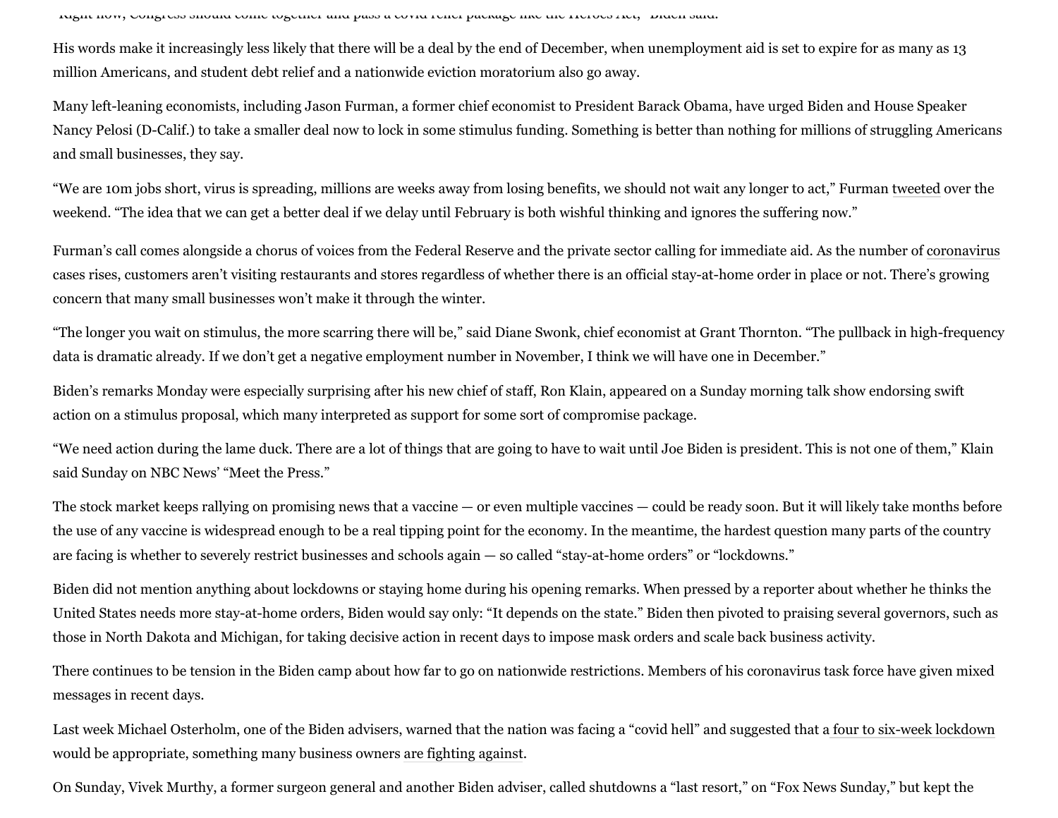"Right now, Congress should come together and pass a covid relief package like the Heroes Act," Biden said.

His words make it increasingly less likely that there will be a deal by the end of December, when unemployment aid is set to expire for as many as 13 million Americans, and student debt relief and a nationwide eviction moratorium also go away.

Many left-leaning economists, including Jason Furman, a former chief economist to President Barack Obama, have urged Biden and House Speaker Nancy Pelosi (D-Calif.) to take a smaller deal now to lock in some stimulus funding. Something is better than nothing for millions of struggling Americans and small businesses, they say.

"We are 10m jobs short, virus is spreading, millions are weeks away from losing benefits, we should not wait any longer to act," Furman tweeted over the weekend. "The idea that we can get a better deal if we delay until February is both wishful thinking and ignores the suffering now."

Furman's call comes alongside a chorus of voices from the Federal Reserve and the private sector calling for immediate aid. As the number of coronavirus cases rises, customers aren't visiting restaurants and stores regardless of whether there is an official stay-at-home order in place or not. There's growing concern that many small businesses won't make it through the winter.

"The longer you wait on stimulus, the more scarring there will be," said Diane Swonk, chief economist at Grant Thornton. "The pullback in high-frequency data is dramatic already. If we don't get a negative employment number in November, I think we will have one in December."

Biden's remarks Monday were especially surprising after his new chief of staff, Ron Klain, appeared on a Sunday morning talk show endorsing swift action on a stimulus proposal, which many interpreted as support for some sort of compromise package.

"We need action during the lame duck. There are a lot of things that are going to have to wait until Joe Biden is president. This is not one of them," Klain said Sunday on NBC News' "Meet the Press."

The stock market keeps rallying on promising news that a vaccine — or even multiple vaccines — could be ready soon. But it will likely take months before the use of any vaccine is widespread enough to be a real tipping point for the economy. In the meantime, the hardest question many parts of the country are facing is whether to severely restrict businesses and schools again — so called "stay-at-home orders" or "lockdowns."

Biden did not mention anything about lockdowns or staying home during his opening remarks. When pressed by a reporter about whether he thinks the United States needs more stay-at-home orders, Biden would say only: "It depends on the state." Biden then pivoted to praising several governors, such as those in North Dakota and Michigan, for taking decisive action in recent days to impose mask orders and scale back business activity.

There continues to be tension in the Biden camp about how far to go on nationwide restrictions. Members of his coronavirus task force have given mixed messages in recent days.

Last week Michael Osterholm, one of the Biden advisers, warned that the nation was facing a "covid hell" and suggested that a four to six-week lockdown would be appropriate, something many business owners are fighting against.

On Sunday, Vivek Murthy, a former surgeon general and another Biden adviser, called shutdowns a "last resort," on "Fox News Sunday," but kept the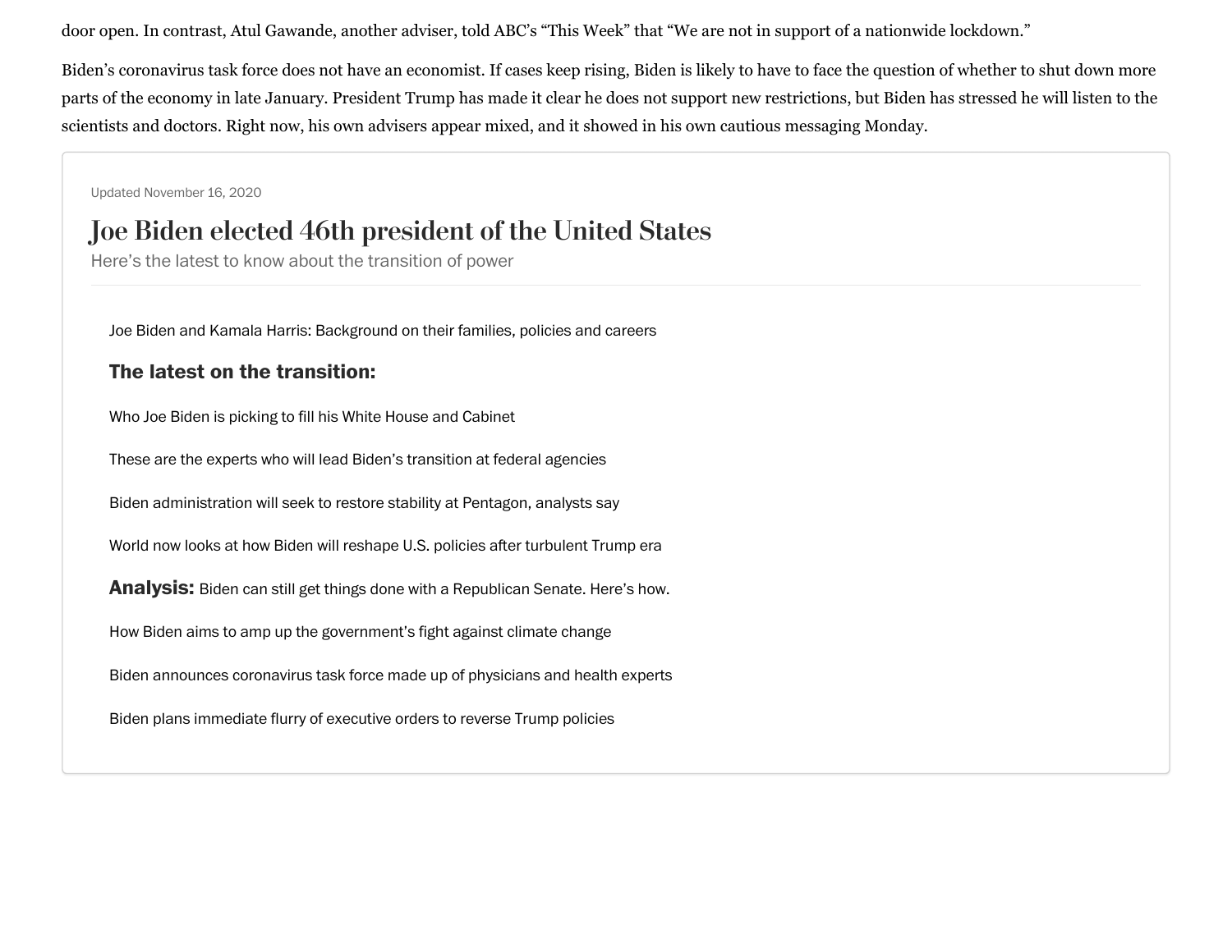door open. In contrast, Atul Gawande, another adviser, told ABC's "This Week" that "We are not in support of a nationwide lockdown."

Biden's coronavirus task force does not have an economist. If cases keep rising, Biden is likely to have to face the question of whether to shut down more parts of the economy in late January. President Trump has made it clear he does not support new restrictions, but Biden has stressed he will listen to the scientists and doctors. Right now, his own advisers appear mixed, and it showed in his own cautious messaging Monday.

Updated November 16, 2020

## Joe Biden elected 46th president of the United States

Here's the latest to know about the transition of power

Joe Biden and Kamala Harris: Background on their families, policies and careers

### The latest on the transition:

Who Joe Biden is picking to fill his White House and Cabinet

These are the experts who will lead Biden's transition at federal agencies

Biden administration will seek to restore stability at Pentagon, analysts say

World now looks at how Biden will reshape U.S. policies after turbulent Trump era

**Analysis:** Biden can still get things done with a Republican Senate. Here's how.

How Biden aims to amp up the government's fight against climate change

Biden announces coronavirus task force made up of physicians and health experts

Biden plans immediate flurry of executive orders to reverse Trump policies